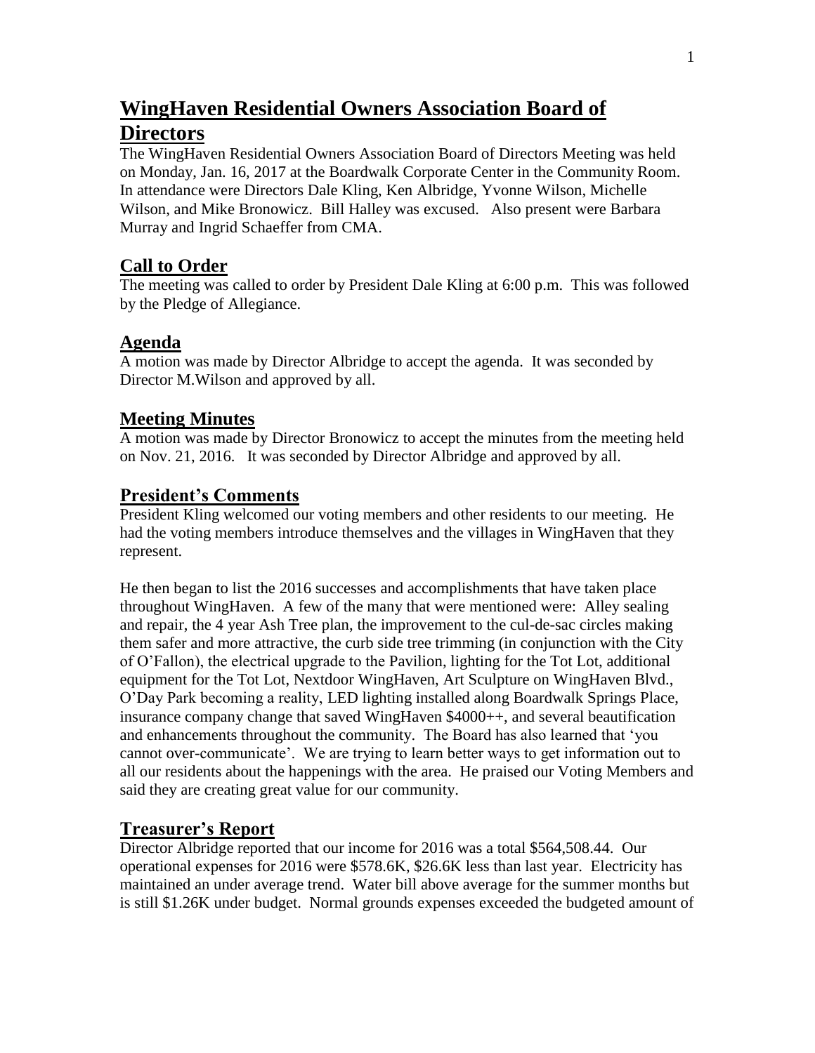# WingHaven Residential Owners Association Board of Directors

The WingHaven Residential Owners Association Board of Directors Meeting was held on Monday, Jan. 16, 2017 at the Boardwalk Corporate Center in the Community Room. In attendance were Directors Dale Kling, Ken Albridge, Yvonne Wilson, Michelle Wilson, and Mike Bronowicz. Bill Halley was excused. Also present were Barbara Murray and Ingrid Schaeffer from CMA.

## Call to Order

The meeting was called to order by President Dale Kling at 6:00 p.m. This was followed by the Pledge of Allegiance.

## Agenda

A motion was made by Director Albridge to accept the agenda. It was seconded by Director M.Wilson and approved by all.

## Meeting Minutes

A motion was made by Director Bronowicz to accept the minutes from the meeting held on Nov. 21, 2016. It was seconded by Director Albridge and approved by all.

## President's Comments

President Kling welcomed our voting members and other residents to our meeting. He had the voting members introduce themselves and the villages in WingHaven that they represent.

He then began to list the 2016 successes and accomplishments that have taken place throughout WingHaven. A few of the many that were mentioned were: Alley sealing and repair, the 4 year Ash Tree plan, the improvement to the cul-de-sac circles making them safer and more attractive, the curb side tree trimming (in conjunction with the City of O'Fallon), the electrical upgrade to the Pavilion, lighting for the Tot Lot, additional equipment for the Tot Lot, Nextdoor WingHaven, Art Sculpture on WingHaven Blvd., O'Day Park becoming a reality, LED lighting installed along Boardwalk Springs Place, insurance company change that saved WingHaven $4000++, and several beautification and enhancements throughout the community. The Board has also learned that 'you cannot over-communicate'. We are trying to learn better ways to get information out to all our residents about the happenings with the area. He praised our Voting Members and said they are creating great value for our community.

## Treasurer's Report

Director Albridge reported that our income for 2016 was a total $564,508.44. Our operational expenses for 2016 were $578.6K, $26.6K less than last year. Electricity has maintained an under average trend. Water bill above average for the summer months but is still $1.26K under budget. Normal grounds expenses exceeded the budgeted amount of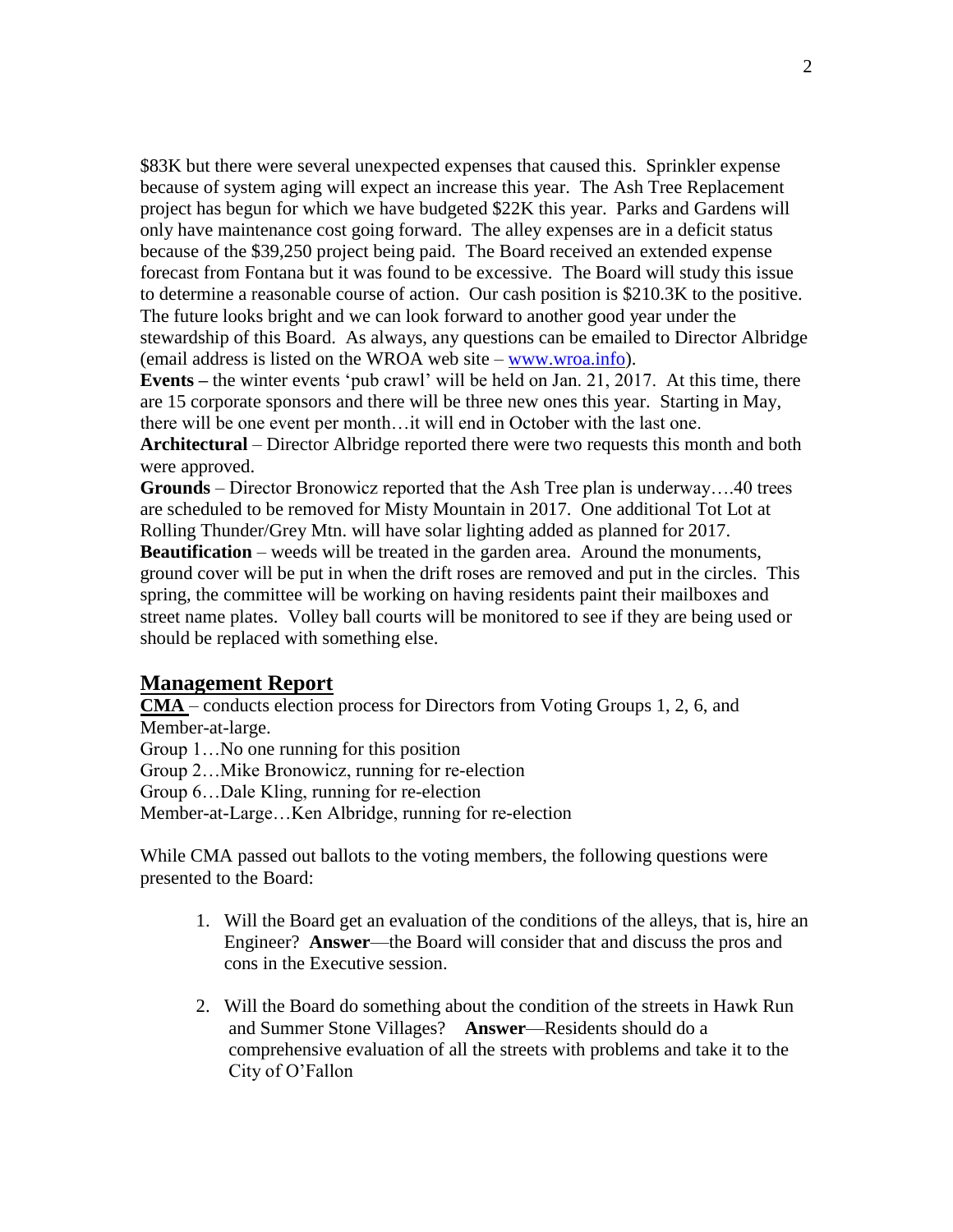$83K but there were several unexpected expenses that caused this. Sprinkler expense because of system aging will expect an increase this year. The Ash Tree Replacement project has begun for which we have budgeted $22K this year. Parks and Gardens will only have maintenance cost going forward. The alley expenses are in a deficit status because of the $39,250 project being paid. The Board received an extended expense forecast from Fontana but it was found to be excessive. The Board will study this issue to determine a reasonable course of action. Our cash position is $210.3K to the positive. The future looks bright and we can look forward to another good year under the stewardship of this Board. As always, any questions can be emailed to Director Albridge (email address is listed on the WROA web site – [www.wroa.info](http://www.wroa.info)).

**Events –** the winter events 'pub crawl' will be held on Jan. 21, 2017. At this time, there are 15 corporate sponsors and there will be three new ones this year. Starting in May, there will be one event per month…it will end in October with the last one.

**Architectural** – Director Albridge reported there were two requests this month and both were approved.

**Grounds** – Director Bronowicz reported that the Ash Tree plan is underway….40 trees are scheduled to be removed for Misty Mountain in 2017. One additional Tot Lot at Rolling Thunder/Grey Mtn. will have solar lighting added as planned for 2017.

**Beautification** – weeds will be treated in the garden area. Around the monuments, ground cover will be put in when the drift roses are removed and put in the circles. This spring, the committee will be working on having residents paint their mailboxes and street name plates. Volley ball courts will be monitored to see if they are being used or should be replaced with something else.

## Management Report

**CMA** – conducts election process for Directors from Voting Groups 1, 2, 6, and Member-at-large.

Group 1…No one running for this position
Group 2…Mike Bronowicz, running for re-election
Group 6…Dale Kling, running for re-election
Member-at-Large…Ken Albridge, running for re-election

While CMA passed out ballots to the voting members, the following questions were presented to the Board:

1. Will the Board get an evaluation of the conditions of the alleys, that is, hire an Engineer? **Answer**—the Board will consider that and discuss the pros and cons in the Executive session.

2. Will the Board do something about the condition of the streets in Hawk Run and Summer Stone Villages? **Answer**—Residents should do a comprehensive evaluation of all the streets with problems and take it to the City of O'Fallon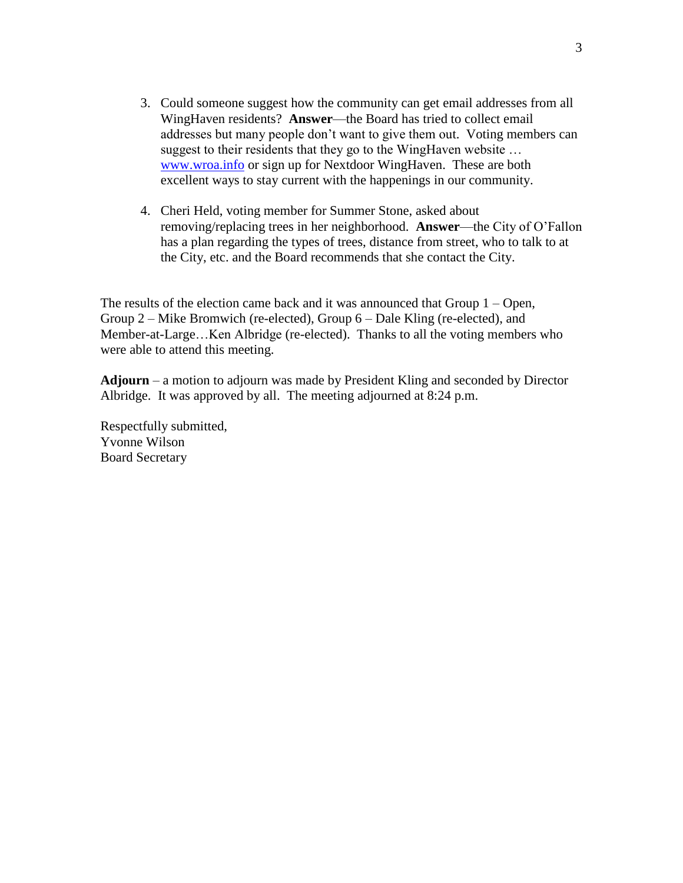3. Could someone suggest how the community can get email addresses from all WingHaven residents? **Answer**—the Board has tried to collect email addresses but many people don't want to give them out. Voting members can suggest to their residents that they go to the WingHaven website … www.wroa.info or sign up for Nextdoor WingHaven. These are both excellent ways to stay current with the happenings in our community.

4. Cheri Held, voting member for Summer Stone, asked about removing/replacing trees in her neighborhood. **Answer**—the City of O'Fallon has a plan regarding the types of trees, distance from street, who to talk to at the City, etc. and the Board recommends that she contact the City.

The results of the election came back and it was announced that Group 1 – Open, Group 2 – Mike Bromwich (re-elected), Group 6 – Dale Kling (re-elected), and Member-at-Large…Ken Albridge (re-elected). Thanks to all the voting members who were able to attend this meeting.

**Adjourn** – a motion to adjourn was made by President Kling and seconded by Director Albridge. It was approved by all. The meeting adjourned at 8:24 p.m.

Respectfully submitted,
Yvonne Wilson
Board Secretary